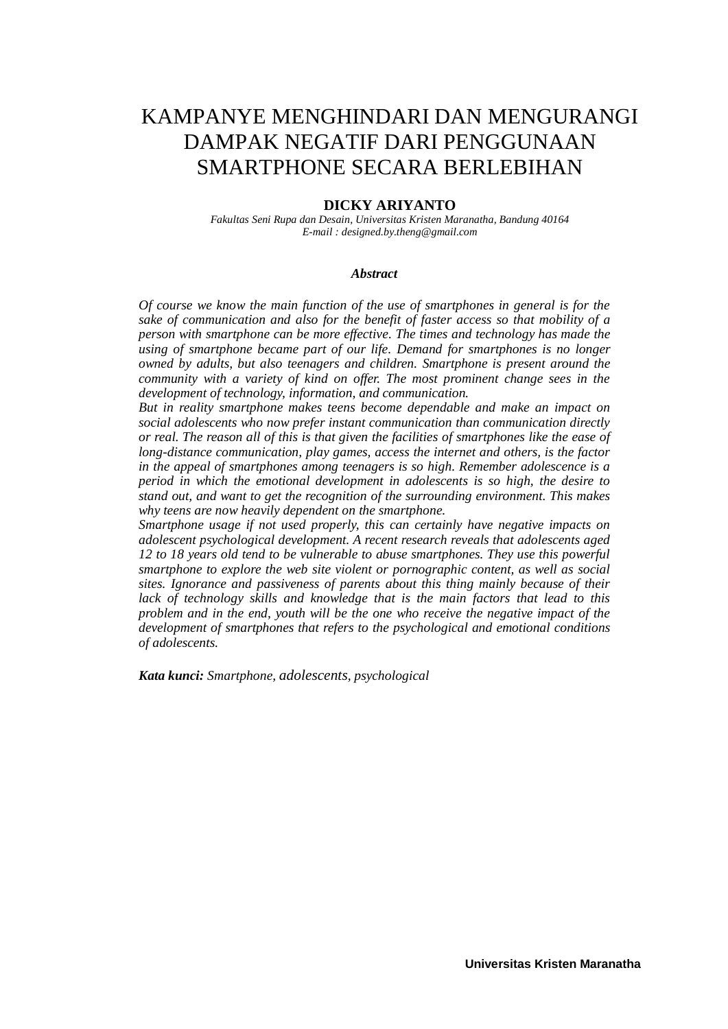# KAMPANYE MENGHINDARI DAN MENGURANGI DAMPAK NEGATIF DARI PENGGUNAAN SMARTPHONE SECARA BERLEBIHAN

**DICKY ARIYANTO**

*Fakultas Seni Rupa dan Desain, Universitas Kristen Maranatha, Bandung 40164*
*E-mail : designed.by.theng@gmail.com*

***Abstract***

*Of course we know the main function of the use of smartphones in general is for the sake of communication and also for the benefit of faster access so that mobility of a person with smartphone can be more effective. The times and technology has made the using of smartphone became part of our life. Demand for smartphones is no longer owned by adults, but also teenagers and children. Smartphone is present around the community with a variety of kind on offer. The most prominent change sees in the development of technology, information, and communication.*
*But in reality smartphone makes teens become dependable and make an impact on social adolescents who now prefer instant communication than communication directly or real. The reason all of this is that given the facilities of smartphones like the ease of long-distance communication, play games, access the internet and others, is the factor in the appeal of smartphones among teenagers is so high. Remember adolescence is a period in which the emotional development in adolescents is so high, the desire to stand out, and want to get the recognition of the surrounding environment. This makes why teens are now heavily dependent on the smartphone.*
*Smartphone usage if not used properly, this can certainly have negative impacts on adolescent psychological development. A recent research reveals that adolescents aged 12 to 18 years old tend to be vulnerable to abuse smartphones. They use this powerful smartphone to explore the web site violent or pornographic content, as well as social sites. Ignorance and passiveness of parents about this thing mainly because of their lack of technology skills and knowledge that is the main factors that lead to this problem and in the end, youth will be the one who receive the negative impact of the development of smartphones that refers to the psychological and emotional conditions of adolescents.*

***Kata kunci:*** *Smartphone, adolescents, psychological*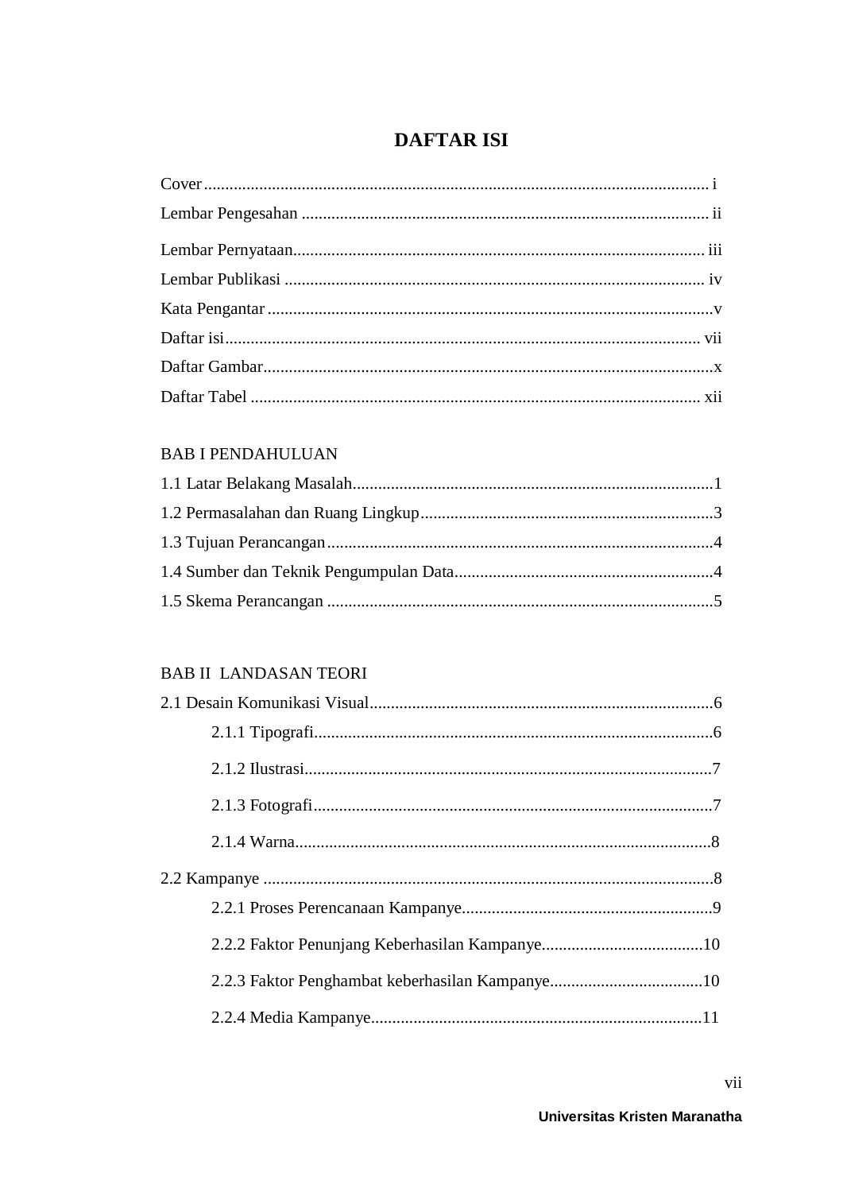# DAFTAR ISI

Cover ........................................................................................................ i
Lembar Pengesahan ................................................................................ ii
Lembar Pernyataan.................................................................................. iii
Lembar Publikasi .................................................................................... iv
Kata Pengantar ......................................................................................... v
Daftar isi................................................................................................. vii
Daftar Gambar.......................................................................................... x
Daftar Tabel ........................................................................................... xii

BAB I PENDAHULUAN

1.1 Latar Belakang Masalah..................................................................... 1
1.2 Permasalahan dan Ruang Lingkup...................................................... 3
1.3 Tujuan Perancangan............................................................................ 4
1.4 Sumber dan Teknik Pengumpulan Data.............................................. 4
1.5 Skema Perancangan ............................................................................ 5

BAB II LANDASAN TEORI

2.1 Desain Komunikasi Visual.................................................................. 6
- 2.1.1 Tipografi............................................................................... 6
- 2.1.2 Ilustrasi................................................................................. 7
- 2.1.3 Fotografi............................................................................... 7
- 2.1.4 Warna................................................................................... 8

2.2 Kampanye ........................................................................................... 8
- 2.2.1 Proses Perencanaan Kampanye............................................. 9
- 2.2.2 Faktor Penunjang Keberhasilan Kampanye.......................... 10
- 2.2.3 Faktor Penghambat keberhasilan Kampanye........................ 10
- 2.2.4 Media Kampanye.................................................................. 11

**Universitas Kristen Maranatha**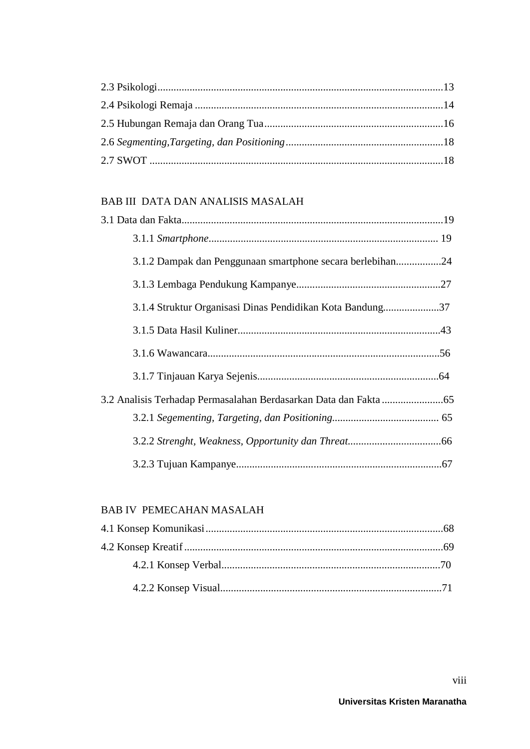2.3 Psikologi..........................................................................................................13

2.4 Psikologi Remaja ............................................................................................14

2.5 Hubungan Remaja dan Orang Tua...................................................................16

2.6 *Segmenting,Targeting, dan Positioning*...........................................................18

2.7 SWOT .............................................................................................................18

BAB III DATA DAN ANALISIS MASALAH

3.1 Data dan Fakta.................................................................................................19

    3.1.1 *Smartphone*..................................................................................... 19

    3.1.2 Dampak dan Penggunaan smartphone secara berlebihan.................24

    3.1.3 Lembaga Pendukung Kampanye......................................................27

    3.1.4 Struktur Organisasi Dinas Pendidikan Kota Bandung.....................37

    3.1.5 Data Hasil Kuliner...........................................................................43

    3.1.6 Wawancara......................................................................................56

    3.1.7 Tinjauan Karya Sejenis...................................................................64

3.2 Analisis Terhadap Permasalahan Berdasarkan Data dan Fakta .......................65

    3.2.1 *Segementing, Targeting, dan Positioning*....................................... 65

    3.2.2 *Strenght, Weakness, Opportunity dan Threat*..................................66

    3.2.3 Tujuan Kampanye............................................................................67

BAB IV PEMECAHAN MASALAH

4.1 Konsep Komunikasi........................................................................................68

4.2 Konsep Kreatif ................................................................................................69

    4.2.1 Konsep Verbal.................................................................................70

    4.2.2 Konsep Visual..................................................................................71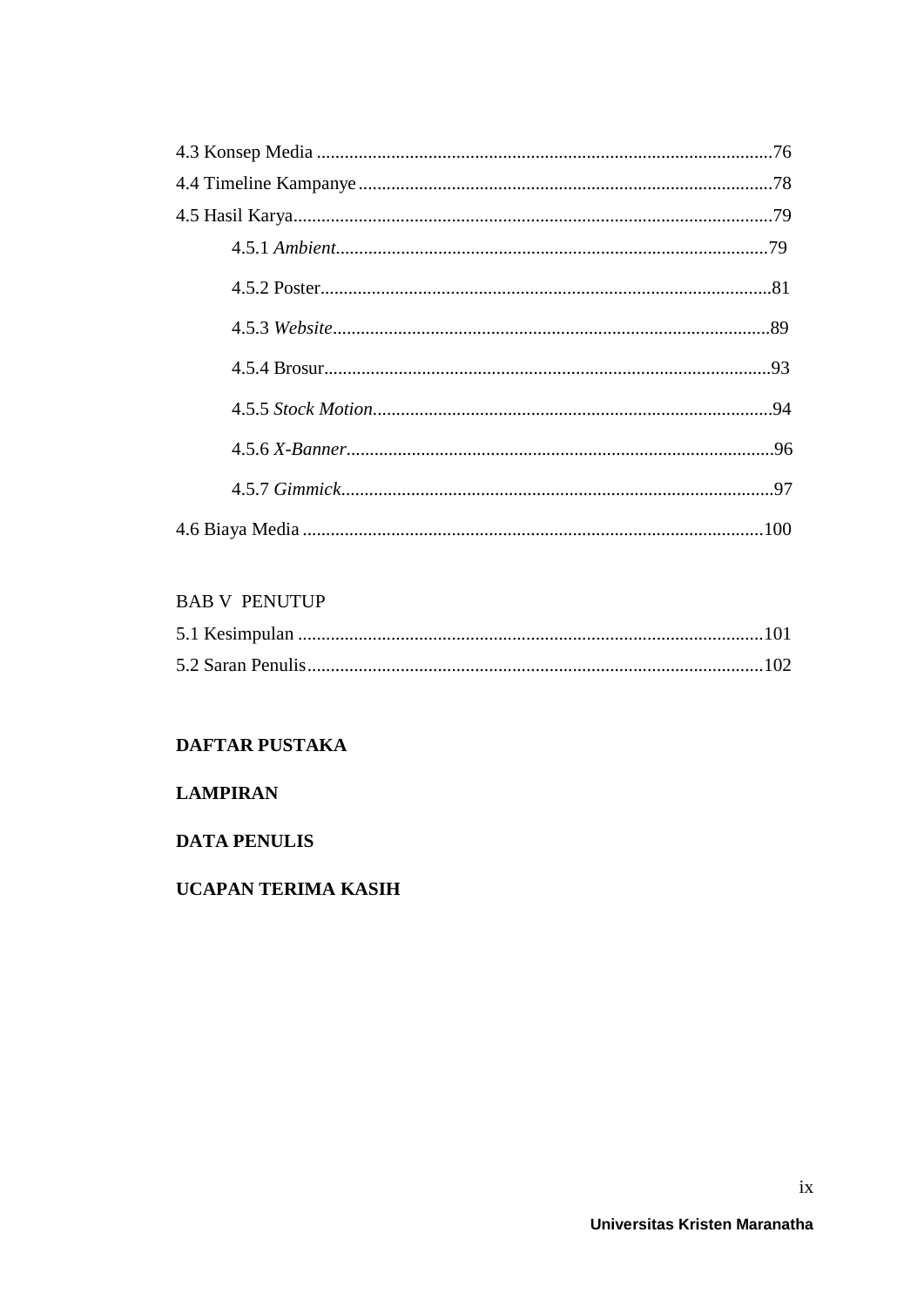4.3 Konsep Media ..................................................................................................76

4.4 Timeline Kampanye .........................................................................................78

4.5 Hasil Karya........................................................................................................79

    4.5.1 *Ambient*.............................................................................................79

    4.5.2 Poster.................................................................................................81

    4.5.3 *Website*..............................................................................................89

    4.5.4 Brosur.................................................................................................93

    4.5.5 *Stock Motion*.......................................................................................94

    4.5.6 *X-Banner*............................................................................................96

    4.5.7 *Gimmick*.............................................................................................97

4.6 Biaya Media ....................................................................................................100

BAB V PENUTUP

5.1 Kesimpulan ....................................................................................................101

5.2 Saran Penulis..................................................................................................102

**DAFTAR PUSTAKA**

**LAMPIRAN**

**DATA PENULIS**

**UCAPAN TERIMA KASIH**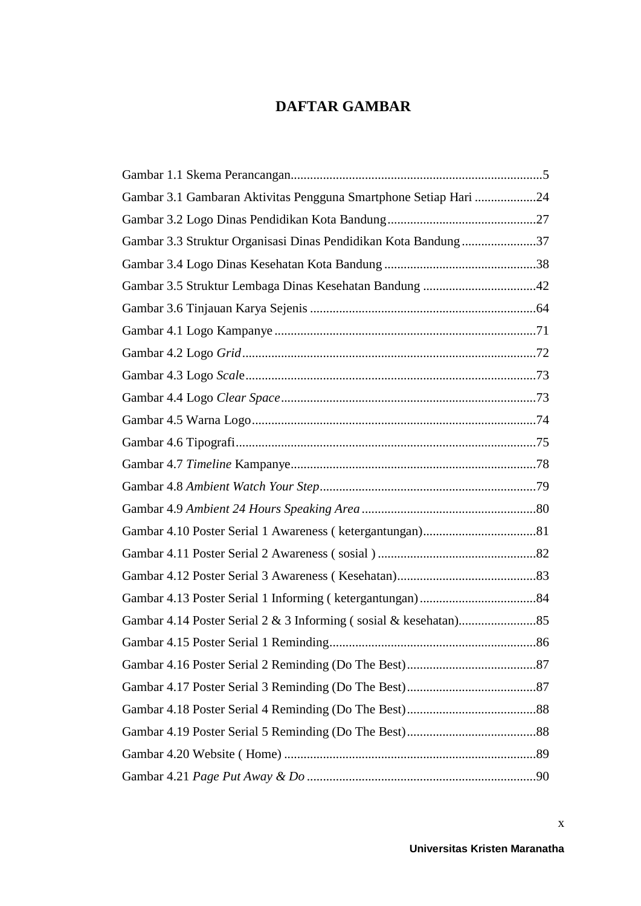# DAFTAR GAMBAR

Gambar 1.1 Skema Perancangan..............................................................................5

Gambar 3.1 Gambaran Aktivitas Pengguna Smartphone Setiap Hari ...................24

Gambar 3.2 Logo Dinas Pendidikan Kota Bandung..............................................27

Gambar 3.3 Struktur Organisasi Dinas Pendidikan Kota Bandung.......................37

Gambar 3.4 Logo Dinas Kesehatan Kota Bandung ...............................................38

Gambar 3.5 Struktur Lembaga Dinas Kesehatan Bandung ...................................42

Gambar 3.6 Tinjauan Karya Sejenis ......................................................................64

Gambar 4.1 Logo Kampanye .................................................................................71

Gambar 4.2 Logo *Grid*...........................................................................................72

Gambar 4.3 Logo *Scal*e..........................................................................................73

Gambar 4.4 Logo *Clear Space*...............................................................................73

Gambar 4.5 Warna Logo........................................................................................74

Gambar 4.6 Tipografi.............................................................................................75

Gambar 4.7 *Timeline* Kampanye............................................................................78

Gambar 4.8 *Ambient Watch Your Step*...................................................................79

Gambar 4.9 *Ambient 24 Hours Speaking Area*......................................................80

Gambar 4.10 Poster Serial 1 Awareness ( ketergantungan)...................................81

Gambar 4.11 Poster Serial 2 Awareness ( sosial ) .................................................82

Gambar 4.12 Poster Serial 3 Awareness ( Kesehatan)...........................................83

Gambar 4.13 Poster Serial 1 Informing ( ketergantungan)....................................84

Gambar 4.14 Poster Serial 2 & 3 Informing ( sosial & kesehatan)........................85

Gambar 4.15 Poster Serial 1 Reminding................................................................86

Gambar 4.16 Poster Serial 2 Reminding (Do The Best)........................................87

Gambar 4.17 Poster Serial 3 Reminding (Do The Best)........................................87

Gambar 4.18 Poster Serial 4 Reminding (Do The Best)........................................88

Gambar 4.19 Poster Serial 5 Reminding (Do The Best)........................................88

Gambar 4.20 Website ( Home) ..............................................................................89

Gambar 4.21 *Page Put Away & Do* .......................................................................90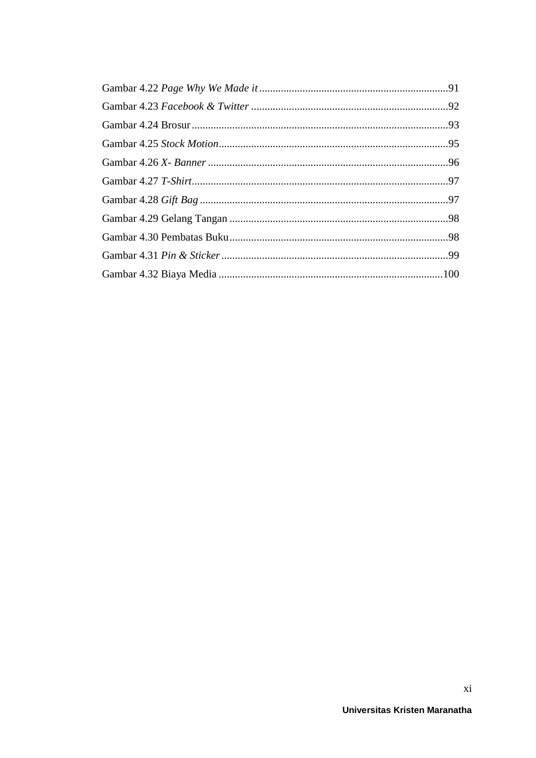Gambar 4.22 *Page Why We Made it* ......................................................................91

Gambar 4.23 *Facebook & Twitter* .........................................................................92

Gambar 4.24 Brosur ...............................................................................................93

Gambar 4.25 *Stock Motion* .....................................................................................95

Gambar 4.26 *X- Banner* .........................................................................................96

Gambar 4.27 *T-Shirt* ...............................................................................................97

Gambar 4.28 *Gift Bag* ............................................................................................97

Gambar 4.29 Gelang Tangan .................................................................................98

Gambar 4.30 Pembatas Buku .................................................................................98

Gambar 4.31 *Pin & Sticker* ....................................................................................99

Gambar 4.32 Biaya Media ...................................................................................100

Universitas Kristen Maranatha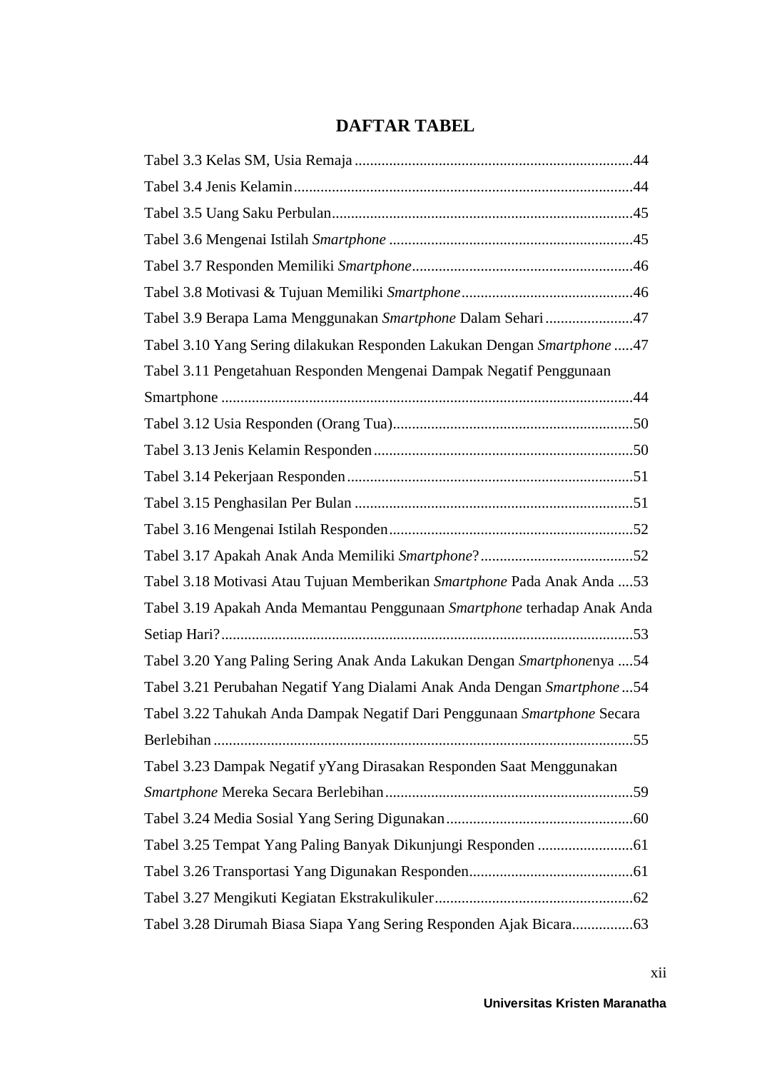# DAFTAR TABEL

Tabel 3.3 Kelas SM, Usia Remaja ........................................................................44

Tabel 3.4 Jenis Kelamin........................................................................................44

Tabel 3.5 Uang Saku Perbulan..............................................................................45

Tabel 3.6 Mengenai Istilah *Smartphone* ...............................................................45

Tabel 3.7 Responden Memiliki *Smartphone*..........................................................46

Tabel 3.8 Motivasi & Tujuan Memiliki *Smartphone*............................................46

Tabel 3.9 Berapa Lama Menggunakan *Smartphone* Dalam Sehari .......................47

Tabel 3.10 Yang Sering dilakukan Responden Lakukan Dengan *Smartphone* .....47

Tabel 3.11 Pengetahuan Responden Mengenai Dampak Negatif Penggunaan Smartphone ..........................................................................................................44

Tabel 3.12 Usia Responden (Orang Tua)...............................................................50

Tabel 3.13 Jenis Kelamin Responden ...................................................................50

Tabel 3.14 Pekerjaan Responden ..........................................................................51

Tabel 3.15 Penghasilan Per Bulan ........................................................................51

Tabel 3.16 Mengenai Istilah Responden................................................................52

Tabel 3.17 Apakah Anak Anda Memiliki *Smartphone*?........................................52

Tabel 3.18 Motivasi Atau Tujuan Memberikan *Smartphone* Pada Anak Anda ....53

Tabel 3.19 Apakah Anda Memantau Penggunaan *Smartphone* terhadap Anak Anda Setiap Hari?...........................................................................................................53

Tabel 3.20 Yang Paling Sering Anak Anda Lakukan Dengan *Smartphone*nya ....54

Tabel 3.21 Perubahan Negatif Yang Dialami Anak Anda Dengan *Smartphone* ...54

Tabel 3.22 Tahukah Anda Dampak Negatif Dari Penggunaan *Smartphone* Secara Berlebihan .............................................................................................................55

Tabel 3.23 Dampak Negatif yYang Dirasakan Responden Saat Menggunakan *Smartphone* Mereka Secara Berlebihan.................................................................59

Tabel 3.24 Media Sosial Yang Sering Digunakan.................................................60

Tabel 3.25 Tempat Yang Paling Banyak Dikunjungi Responden .........................61

Tabel 3.26 Transportasi Yang Digunakan Responden...........................................61

Tabel 3.27 Mengikuti Kegiatan Ekstrakulikuler....................................................62

Tabel 3.28 Dirumah Biasa Siapa Yang Sering Responden Ajak Bicara................63